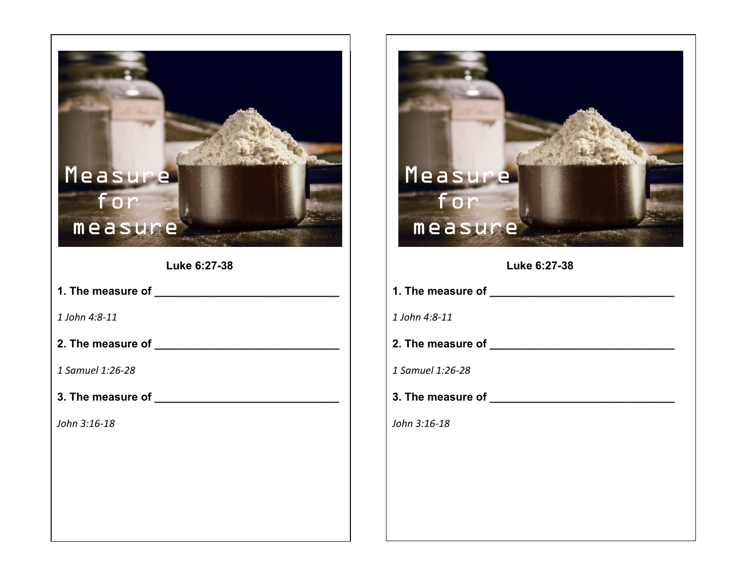Measure for measure

**Luke 6:27-38**

**1. The measure of ______________________________**

*1 John 4:8-11*

**2. The measure of ______________________________**

*1 Samuel 1:26-28*

**3. The measure of ______________________________**

*John 3:16-18*

Measure for measure

**Luke 6:27-38**

**1. The measure of ______________________________**

*1 John 4:8-11*

**2. The measure of ______________________________**

*1 Samuel 1:26-28*

**3. The measure of ______________________________**

*John 3:16-18*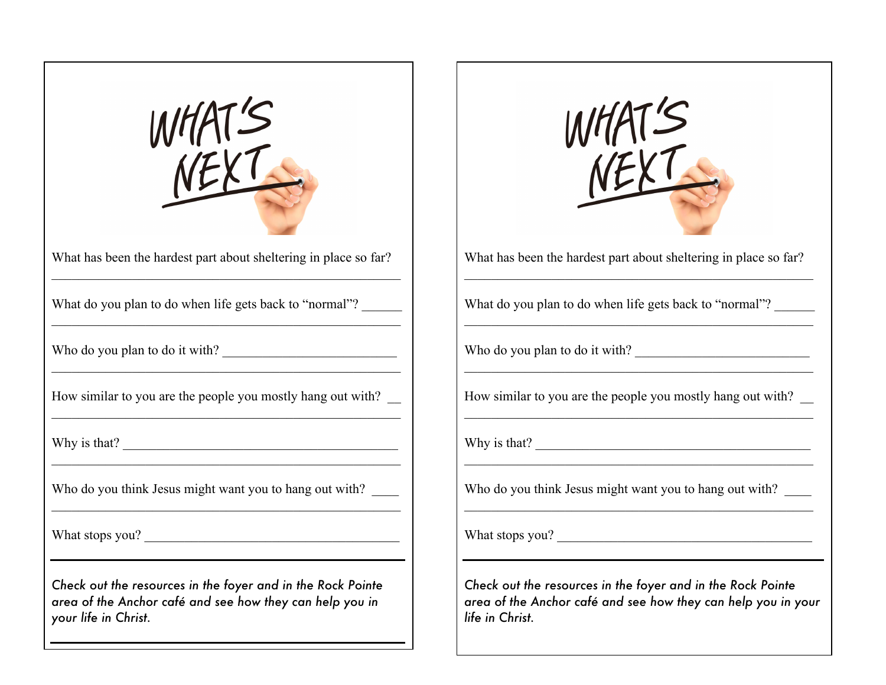WHAT'S NEXT

What has been the hardest part about sheltering in place so far?
______________________________________________________

What do you plan to do when life gets back to "normal"? ______
______________________________________________________

Who do you plan to do it with? __________________________
______________________________________________________

How similar to you are the people you mostly hang out with? __
______________________________________________________

Why is that? ___________________________________________
______________________________________________________

Who do you think Jesus might want you to hang out with? ____
______________________________________________________

What stops you? _______________________________________

*Check out the resources in the foyer and in the Rock Pointe area of the Anchor café and see how they can help you in your life in Christ.*

---

WHAT'S NEXT

What has been the hardest part about sheltering in place so far?
______________________________________________________

What do you plan to do when life gets back to "normal"? ______
______________________________________________________

Who do you plan to do it with? __________________________
______________________________________________________

How similar to you are the people you mostly hang out with? __
______________________________________________________

Why is that? ___________________________________________
______________________________________________________

Who do you think Jesus might want you to hang out with? ____
______________________________________________________

What stops you? _______________________________________

*Check out the resources in the foyer and in the Rock Pointe area of the Anchor café and see how they can help you in your life in Christ.*